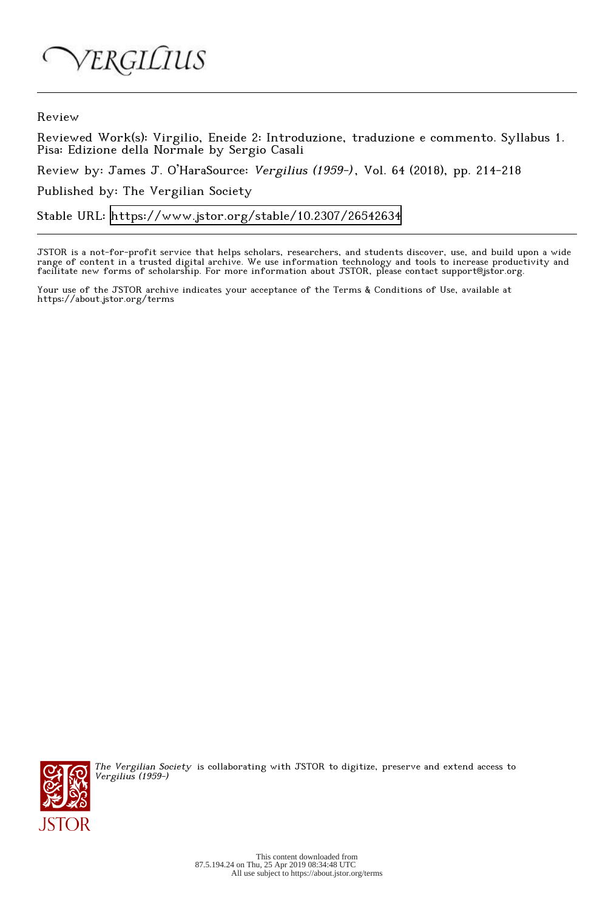VERGILIUS

Review

Reviewed Work(s): Virgilio, Eneide 2: Introduzione, traduzione e commento. Syllabus 1. Pisa: Edizione della Normale by Sergio Casali

Review by: James J. O'HaraSource: *Vergilius (1959-)*, Vol. 64 (2018), pp. 214-218

Published by: The Vergilian Society

Stable URL: https://www.jstor.org/stable/10.2307/26542634

JSTOR is a not-for-profit service that helps scholars, researchers, and students discover, use, and build upon a wide range of content in a trusted digital archive. We use information technology and tools to increase productivity and facilitate new forms of scholarship. For more information about JSTOR, please contact support@jstor.org.

Your use of the JSTOR archive indicates your acceptance of the Terms & Conditions of Use, available at https://about.jstor.org/terms

*The Vergilian Society* is collaborating with JSTOR to digitize, preserve and extend access to *Vergilius (1959-)*

This content downloaded from 87.5.194.24 on Thu, 25 Apr 2019 08:34:48 UTC
All use subject to https://about.jstor.org/terms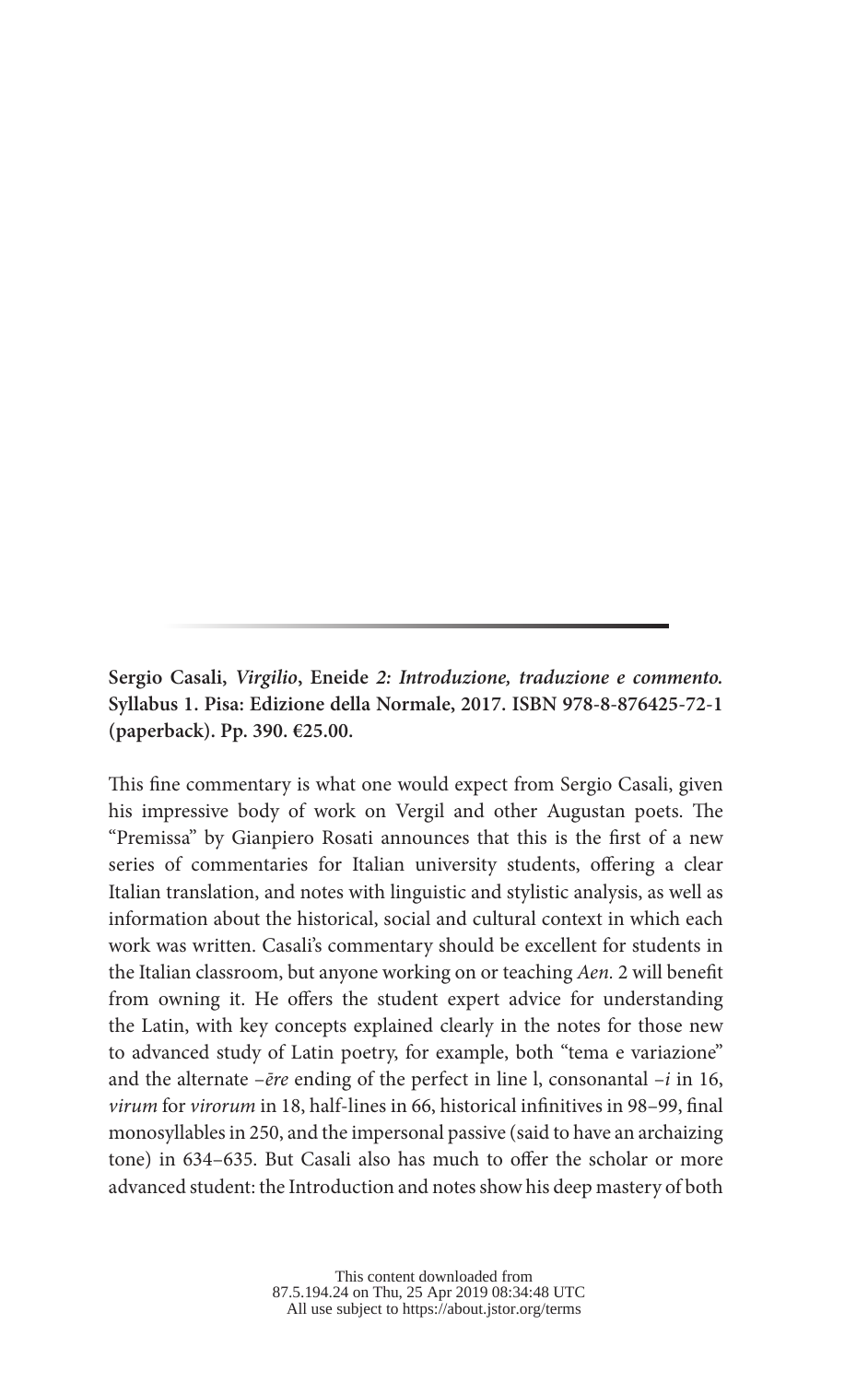**Sergio Casali, *Virgilio*, Eneide *2: Introduzione, traduzione e commento.* Syllabus 1. Pisa: Edizione della Normale, 2017. ISBN 978-8-876425-72-1 (paperback). Pp. 390. €25.00.**

This fine commentary is what one would expect from Sergio Casali, given his impressive body of work on Vergil and other Augustan poets. The "Premissa" by Gianpiero Rosati announces that this is the first of a new series of commentaries for Italian university students, offering a clear Italian translation, and notes with linguistic and stylistic analysis, as well as information about the historical, social and cultural context in which each work was written. Casali's commentary should be excellent for students in the Italian classroom, but anyone working on or teaching *Aen.* 2 will benefit from owning it. He offers the student expert advice for understanding the Latin, with key concepts explained clearly in the notes for those new to advanced study of Latin poetry, for example, both "tema e variazione" and the alternate *–ēre* ending of the perfect in line l, consonantal *–i* in 16, *virum* for *virorum* in 18, half-lines in 66, historical infinitives in 98–99, final monosyllables in 250, and the impersonal passive (said to have an archaizing tone) in 634–635. But Casali also has much to offer the scholar or more advanced student: the Introduction and notes show his deep mastery of both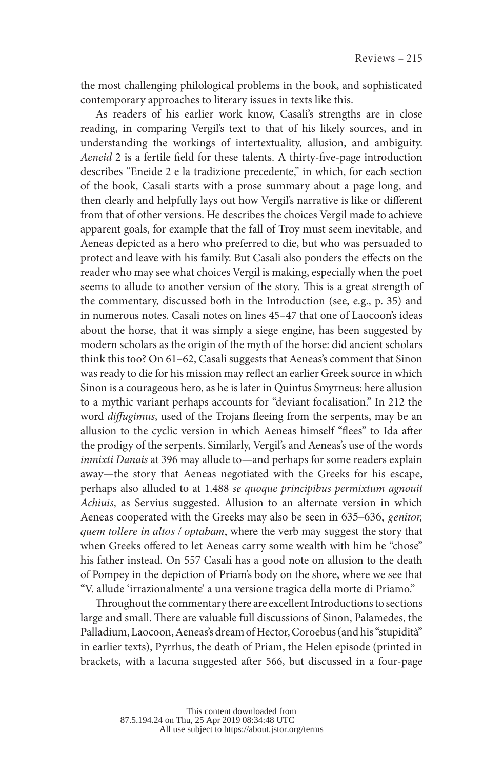the most challenging philological problems in the book, and sophisticated contemporary approaches to literary issues in texts like this.

As readers of his earlier work know, Casali's strengths are in close reading, in comparing Vergil's text to that of his likely sources, and in understanding the workings of intertextuality, allusion, and ambiguity. *Aeneid* 2 is a fertile field for these talents. A thirty-five-page introduction describes "Eneide 2 e la tradizione precedente," in which, for each section of the book, Casali starts with a prose summary about a page long, and then clearly and helpfully lays out how Vergil's narrative is like or different from that of other versions. He describes the choices Vergil made to achieve apparent goals, for example that the fall of Troy must seem inevitable, and Aeneas depicted as a hero who preferred to die, but who was persuaded to protect and leave with his family. But Casali also ponders the effects on the reader who may see what choices Vergil is making, especially when the poet seems to allude to another version of the story. This is a great strength of the commentary, discussed both in the Introduction (see, e.g., p. 35) and in numerous notes. Casali notes on lines 45–47 that one of Laocoon's ideas about the horse, that it was simply a siege engine, has been suggested by modern scholars as the origin of the myth of the horse: did ancient scholars think this too? On 61–62, Casali suggests that Aeneas's comment that Sinon was ready to die for his mission may reflect an earlier Greek source in which Sinon is a courageous hero, as he is later in Quintus Smyrneus: here allusion to a mythic variant perhaps accounts for "deviant focalisation." In 212 the word *diffugimus*, used of the Trojans fleeing from the serpents, may be an allusion to the cyclic version in which Aeneas himself "flees" to Ida after the prodigy of the serpents. Similarly, Vergil's and Aeneas's use of the words *inmixti Danais* at 396 may allude to—and perhaps for some readers explain away—the story that Aeneas negotiated with the Greeks for his escape, perhaps also alluded to at 1.488 *se quoque principibus permixtum agnouit Achiuis*, as Servius suggested. Allusion to an alternate version in which Aeneas cooperated with the Greeks may also be seen in 635–636, *genitor, quem tollere in altos* / <u>*optabam*</u>, where the verb may suggest the story that when Greeks offered to let Aeneas carry some wealth with him he "chose" his father instead. On 557 Casali has a good note on allusion to the death of Pompey in the depiction of Priam's body on the shore, where we see that "V. allude 'irrazionalmente' a una versione tragica della morte di Priamo."

Throughout the commentary there are excellent Introductions to sections large and small. There are valuable full discussions of Sinon, Palamedes, the Palladium, Laocoon, Aeneas's dream of Hector, Coroebus (and his "stupidità" in earlier texts), Pyrrhus, the death of Priam, the Helen episode (printed in brackets, with a lacuna suggested after 566, but discussed in a four-page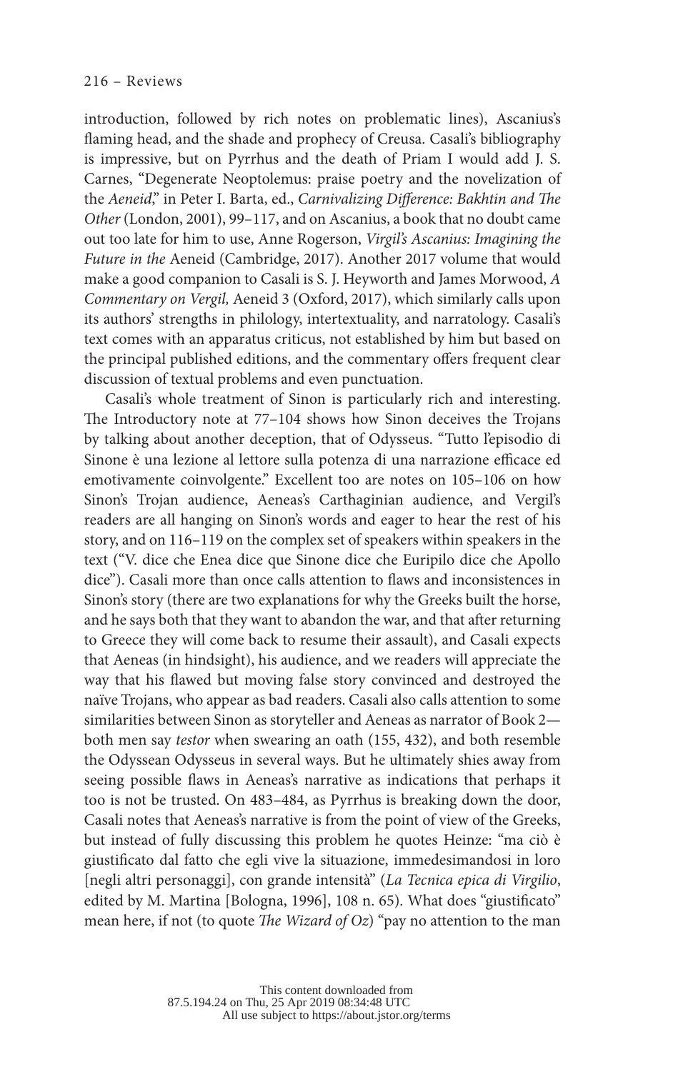introduction, followed by rich notes on problematic lines), Ascanius's flaming head, and the shade and prophecy of Creusa. Casali's bibliography is impressive, but on Pyrrhus and the death of Priam I would add J. S. Carnes, "Degenerate Neoptolemus: praise poetry and the novelization of the *Aeneid*," in Peter I. Barta, ed., *Carnivalizing Difference: Bakhtin and The Other* (London, 2001), 99–117, and on Ascanius, a book that no doubt came out too late for him to use, Anne Rogerson, *Virgil's Ascanius: Imagining the Future in the* Aeneid (Cambridge, 2017). Another 2017 volume that would make a good companion to Casali is S. J. Heyworth and James Morwood, *A Commentary on Vergil,* Aeneid 3 (Oxford, 2017), which similarly calls upon its authors' strengths in philology, intertextuality, and narratology. Casali's text comes with an apparatus criticus, not established by him but based on the principal published editions, and the commentary offers frequent clear discussion of textual problems and even punctuation.

Casali's whole treatment of Sinon is particularly rich and interesting. The Introductory note at 77–104 shows how Sinon deceives the Trojans by talking about another deception, that of Odysseus. "Tutto l'episodio di Sinone è una lezione al lettore sulla potenza di una narrazione efficace ed emotivamente coinvolgente." Excellent too are notes on 105–106 on how Sinon's Trojan audience, Aeneas's Carthaginian audience, and Vergil's readers are all hanging on Sinon's words and eager to hear the rest of his story, and on 116–119 on the complex set of speakers within speakers in the text ("V. dice che Enea dice que Sinone dice che Euripilo dice che Apollo dice"). Casali more than once calls attention to flaws and inconsistences in Sinon's story (there are two explanations for why the Greeks built the horse, and he says both that they want to abandon the war, and that after returning to Greece they will come back to resume their assault), and Casali expects that Aeneas (in hindsight), his audience, and we readers will appreciate the way that his flawed but moving false story convinced and destroyed the naïve Trojans, who appear as bad readers. Casali also calls attention to some similarities between Sinon as storyteller and Aeneas as narrator of Book 2—both men say *testor* when swearing an oath (155, 432), and both resemble the Odyssean Odysseus in several ways. But he ultimately shies away from seeing possible flaws in Aeneas's narrative as indications that perhaps it too is not be trusted. On 483–484, as Pyrrhus is breaking down the door, Casali notes that Aeneas's narrative is from the point of view of the Greeks, but instead of fully discussing this problem he quotes Heinze: "ma ciò è giustificato dal fatto che egli vive la situazione, immedesimandosi in loro [negli altri personaggi], con grande intensità" (*La Tecnica epica di Virgilio*, edited by M. Martina [Bologna, 1996], 108 n. 65). What does "giustificato" mean here, if not (to quote *The Wizard of Oz*) "pay no attention to the man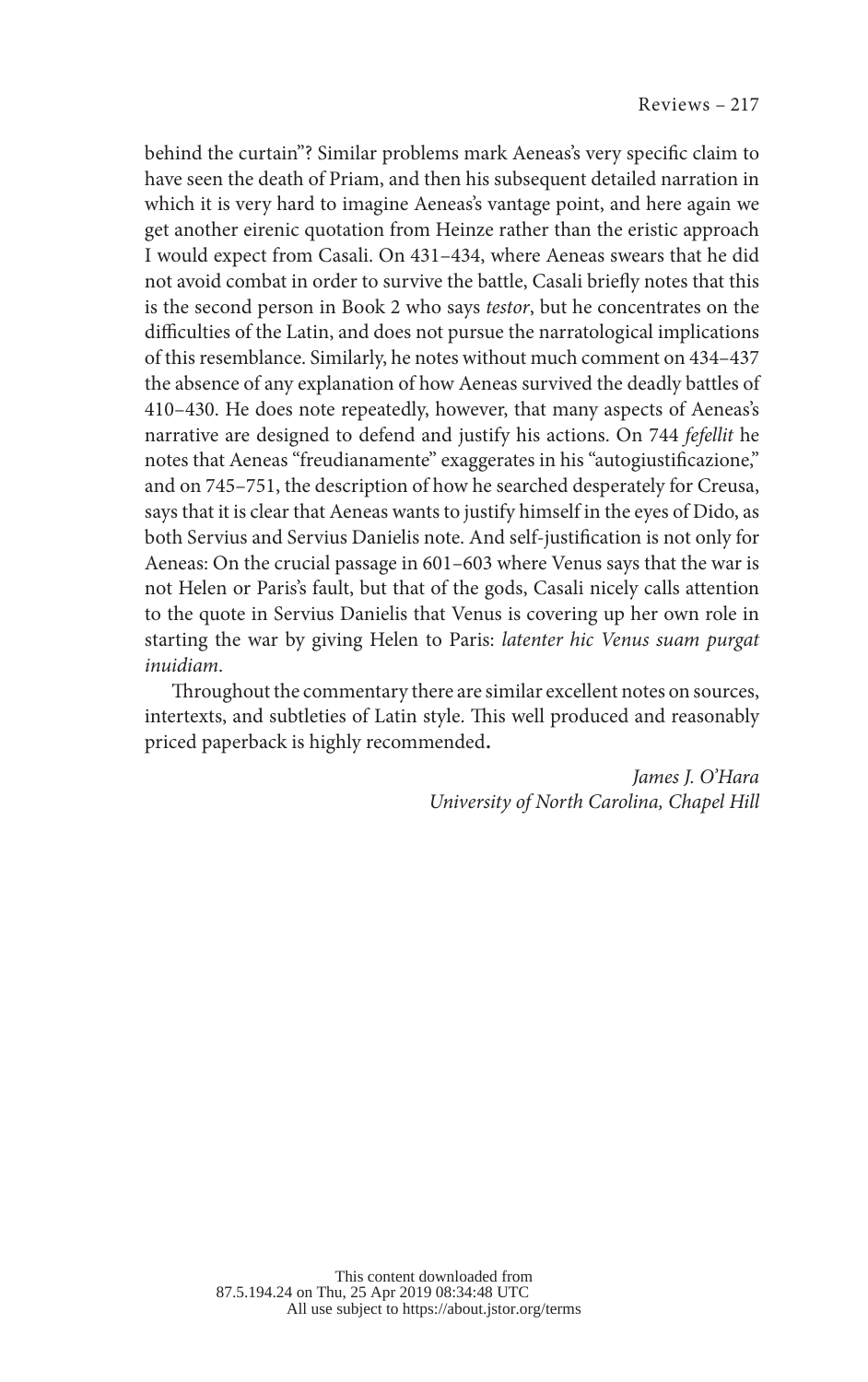behind the curtain"? Similar problems mark Aeneas's very specific claim to have seen the death of Priam, and then his subsequent detailed narration in which it is very hard to imagine Aeneas's vantage point, and here again we get another eirenic quotation from Heinze rather than the eristic approach I would expect from Casali. On 431–434, where Aeneas swears that he did not avoid combat in order to survive the battle, Casali briefly notes that this is the second person in Book 2 who says *testor*, but he concentrates on the difficulties of the Latin, and does not pursue the narratological implications of this resemblance. Similarly, he notes without much comment on 434–437 the absence of any explanation of how Aeneas survived the deadly battles of 410–430. He does note repeatedly, however, that many aspects of Aeneas's narrative are designed to defend and justify his actions. On 744 *fefellit* he notes that Aeneas "freudianamente" exaggerates in his "autogiustificazione," and on 745–751, the description of how he searched desperately for Creusa, says that it is clear that Aeneas wants to justify himself in the eyes of Dido, as both Servius and Servius Danielis note. And self-justification is not only for Aeneas: On the crucial passage in 601–603 where Venus says that the war is not Helen or Paris's fault, but that of the gods, Casali nicely calls attention to the quote in Servius Danielis that Venus is covering up her own role in starting the war by giving Helen to Paris: *latenter hic Venus suam purgat inuidiam*.

Throughout the commentary there are similar excellent notes on sources, intertexts, and subtleties of Latin style. This well produced and reasonably priced paperback is highly recommended.

*James J. O'Hara*
*University of North Carolina, Chapel Hill*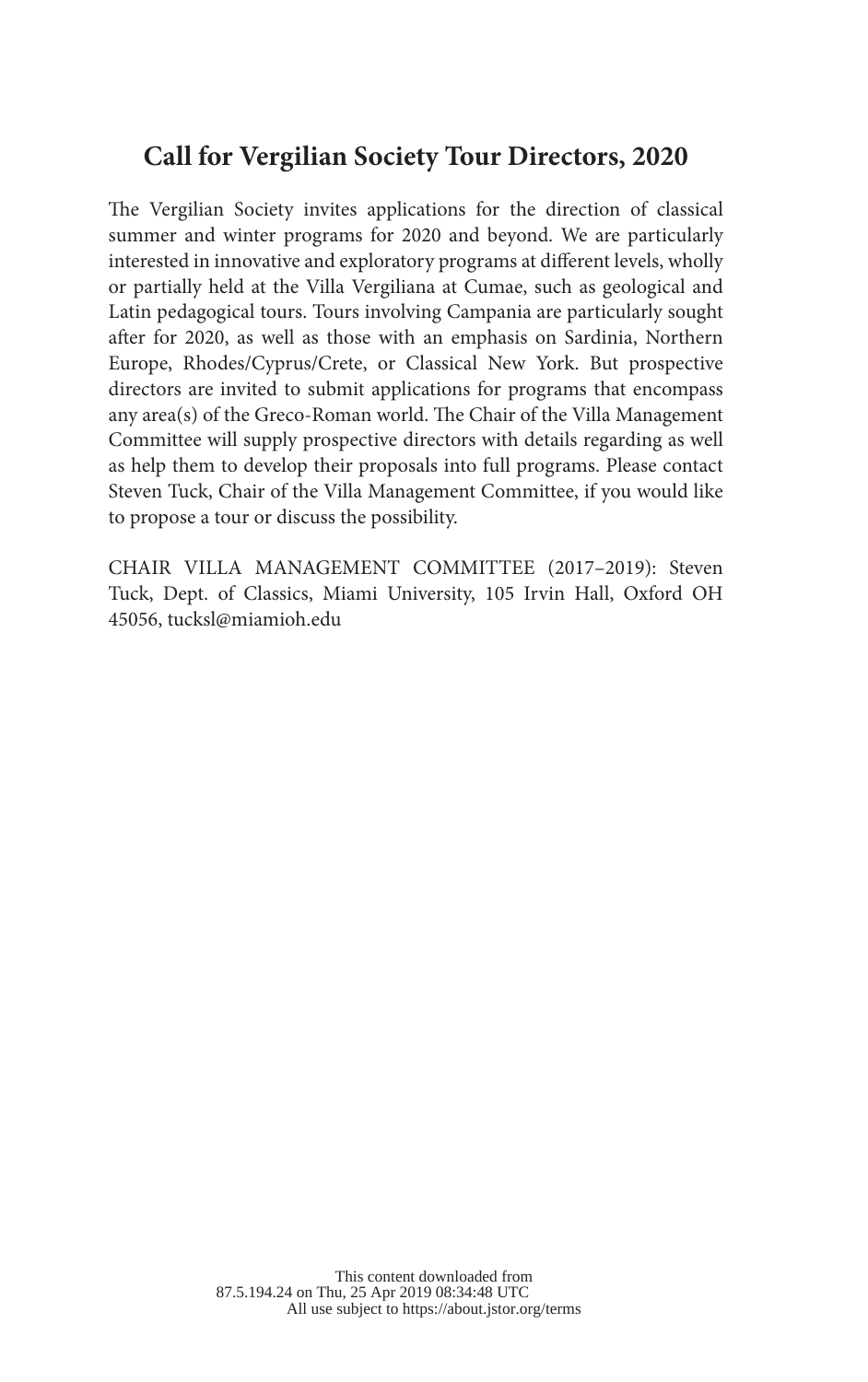## Call for Vergilian Society Tour Directors, 2020

The Vergilian Society invites applications for the direction of classical summer and winter programs for 2020 and beyond. We are particularly interested in innovative and exploratory programs at different levels, wholly or partially held at the Villa Vergiliana at Cumae, such as geological and Latin pedagogical tours. Tours involving Campania are particularly sought after for 2020, as well as those with an emphasis on Sardinia, Northern Europe, Rhodes/Cyprus/Crete, or Classical New York. But prospective directors are invited to submit applications for programs that encompass any area(s) of the Greco-Roman world. The Chair of the Villa Management Committee will supply prospective directors with details regarding as well as help them to develop their proposals into full programs. Please contact Steven Tuck, Chair of the Villa Management Committee, if you would like to propose a tour or discuss the possibility.

CHAIR VILLA MANAGEMENT COMMITTEE (2017–2019): Steven Tuck, Dept. of Classics, Miami University, 105 Irvin Hall, Oxford OH 45056, tucksl@miamioh.edu